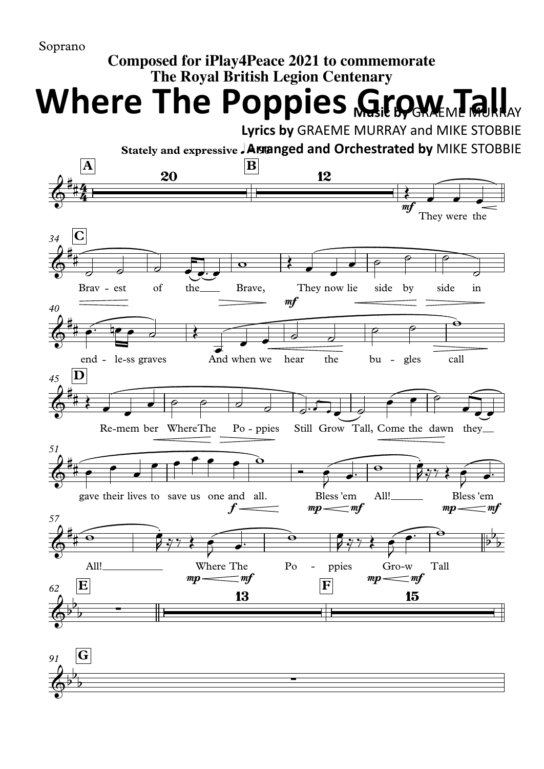Soprano

**Composed for iPlay4Peace 2021 to commemorate**
**The Royal British Legion Centenary**

# Where The Poppies Grow Tall

**Music by** GRAEME MURRAY

**Lyrics by** GRAEME MURRAY and MIKE STOBBIE

**Arranged and Orchestrated by** MIKE STOBBIE

**Stately and expressive**

They were the Brav - est of the Brave, They now lie side by side in end - le-ss graves And when we hear the bu - gles call Re-mem ber WhereThe Po - ppies Still Grow Tall, Come the dawn they gave their lives to save us one and all. Bless 'em All! Bless 'em All! Where The Po - ppies Gro-w Tall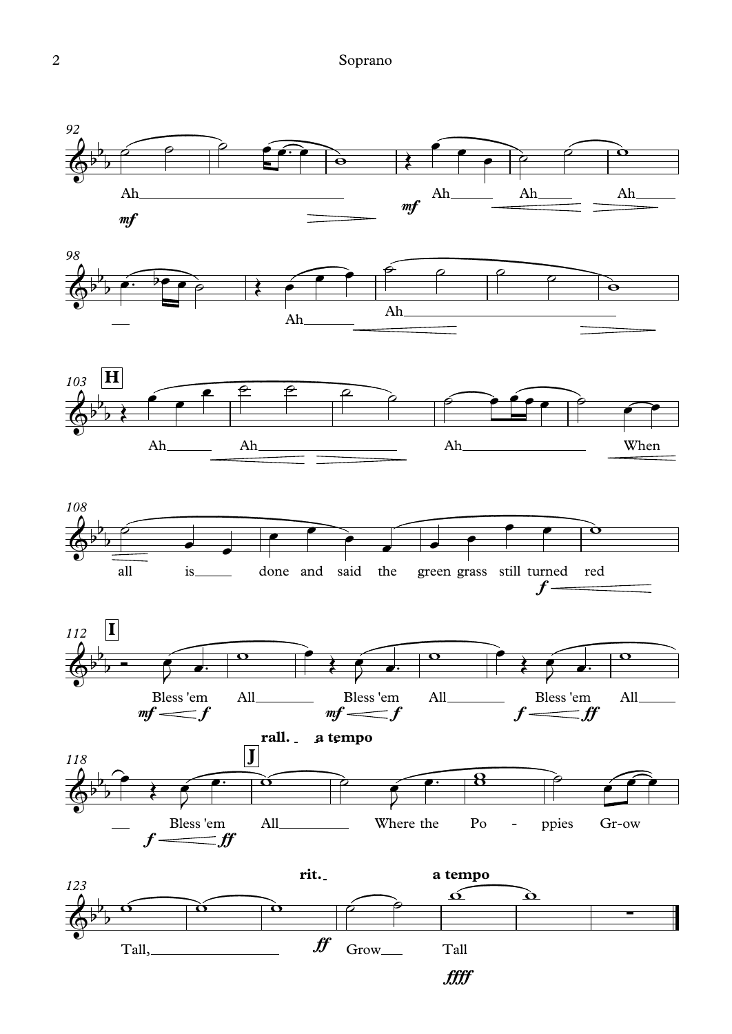92

Ah Ah Ah Ah

*mf* *mf*

98

Ah Ah

103 **H**

Ah Ah Ah When

108

all is done and said the green grass still turned red

*f*

112 **I**

Bless 'em All Bless 'em All Bless 'em All

*mf* *f* *mf* *f* *f* *ff*

**rall.** **a tempo**

118 **J**

Bless 'em All Where the Po - ppies Gr-ow

*f* *ff*

**rit.** **a tempo**

123

Tall, Grow Tall

*ff* *ffff*